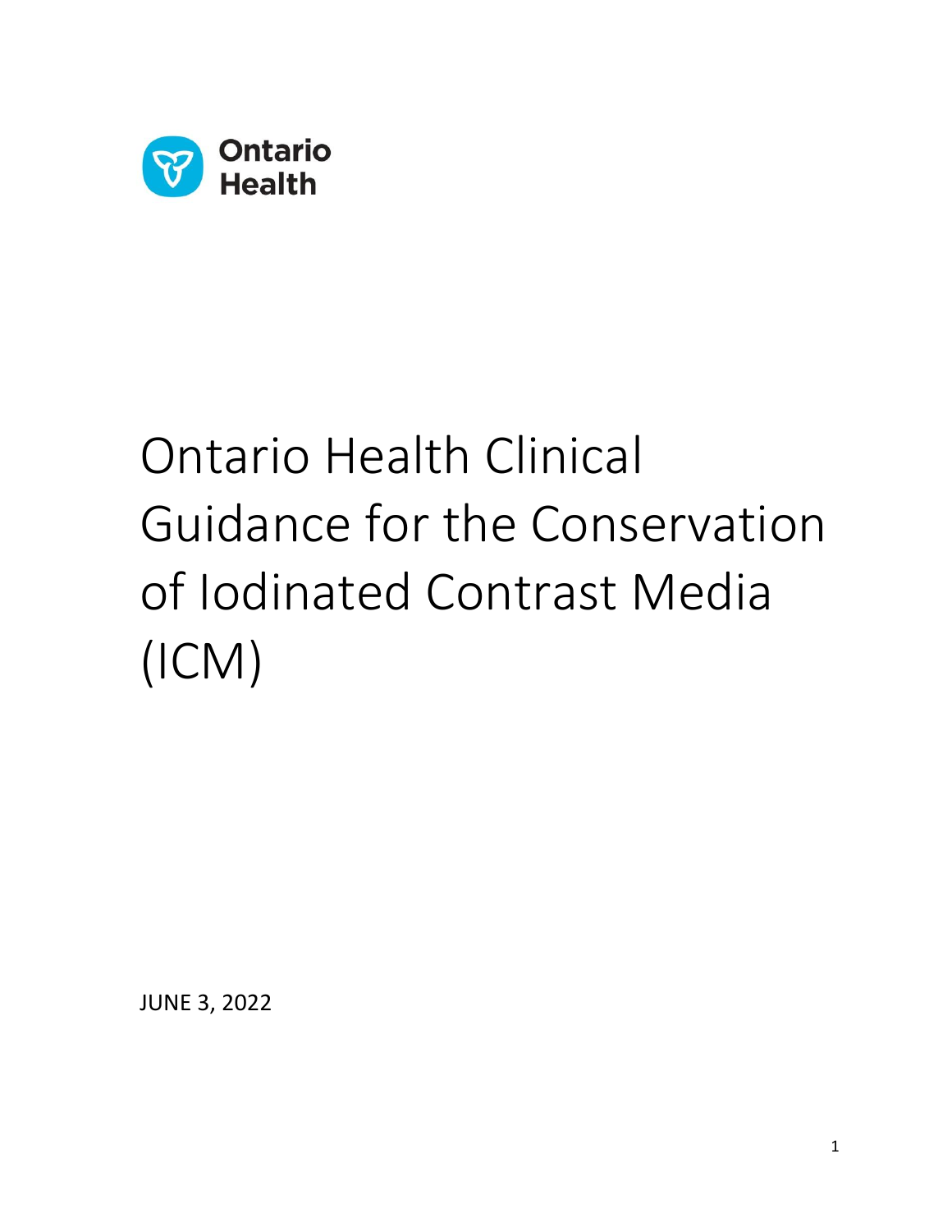Ontario Health

# Ontario Health Clinical Guidance for the Conservation of Iodinated Contrast Media (ICM)

JUNE 3, 2022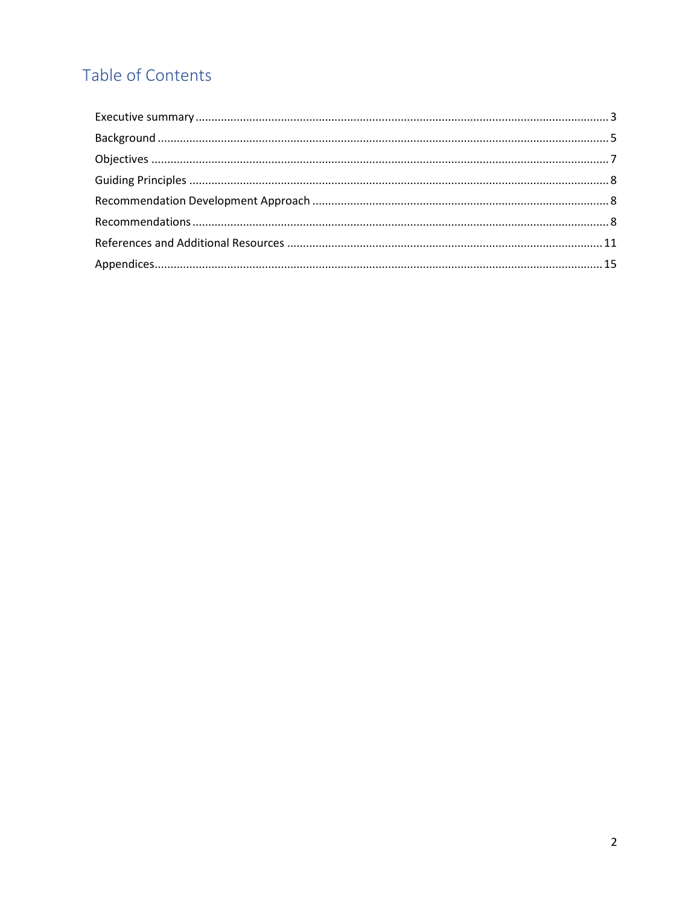# Table of Contents

Executive summary .......... 3

Background .......... 5

Objectives .......... 7

Guiding Principles .......... 8

Recommendation Development Approach .......... 8

Recommendations .......... 8

References and Additional Resources .......... 11

Appendices .......... 15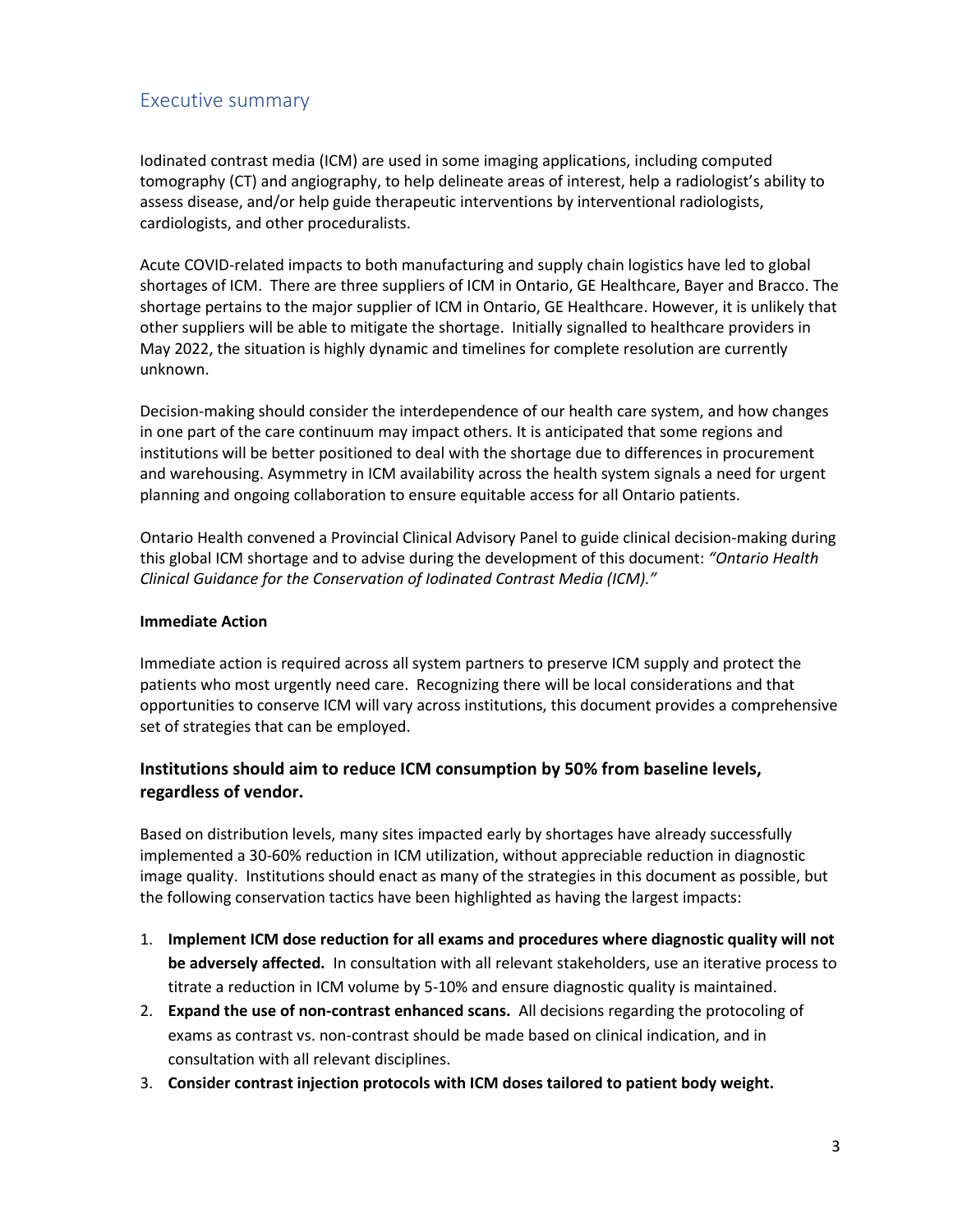## Executive summary

Iodinated contrast media (ICM) are used in some imaging applications, including computed tomography (CT) and angiography, to help delineate areas of interest, help a radiologist's ability to assess disease, and/or help guide therapeutic interventions by interventional radiologists, cardiologists, and other proceduralists.

Acute COVID-related impacts to both manufacturing and supply chain logistics have led to global shortages of ICM. There are three suppliers of ICM in Ontario, GE Healthcare, Bayer and Bracco. The shortage pertains to the major supplier of ICM in Ontario, GE Healthcare. However, it is unlikely that other suppliers will be able to mitigate the shortage. Initially signalled to healthcare providers in May 2022, the situation is highly dynamic and timelines for complete resolution are currently unknown.

Decision-making should consider the interdependence of our health care system, and how changes in one part of the care continuum may impact others. It is anticipated that some regions and institutions will be better positioned to deal with the shortage due to differences in procurement and warehousing. Asymmetry in ICM availability across the health system signals a need for urgent planning and ongoing collaboration to ensure equitable access for all Ontario patients.

Ontario Health convened a Provincial Clinical Advisory Panel to guide clinical decision-making during this global ICM shortage and to advise during the development of this document: *"Ontario Health Clinical Guidance for the Conservation of Iodinated Contrast Media (ICM)."*

**Immediate Action**

Immediate action is required across all system partners to preserve ICM supply and protect the patients who most urgently need care. Recognizing there will be local considerations and that opportunities to conserve ICM will vary across institutions, this document provides a comprehensive set of strategies that can be employed.

### Institutions should aim to reduce ICM consumption by 50% from baseline levels, regardless of vendor.

Based on distribution levels, many sites impacted early by shortages have already successfully implemented a 30-60% reduction in ICM utilization, without appreciable reduction in diagnostic image quality. Institutions should enact as many of the strategies in this document as possible, but the following conservation tactics have been highlighted as having the largest impacts:

1. **Implement ICM dose reduction for all exams and procedures where diagnostic quality will not be adversely affected.** In consultation with all relevant stakeholders, use an iterative process to titrate a reduction in ICM volume by 5-10% and ensure diagnostic quality is maintained.
2. **Expand the use of non-contrast enhanced scans.** All decisions regarding the protocoling of exams as contrast vs. non-contrast should be made based on clinical indication, and in consultation with all relevant disciplines.
3. **Consider contrast injection protocols with ICM doses tailored to patient body weight.**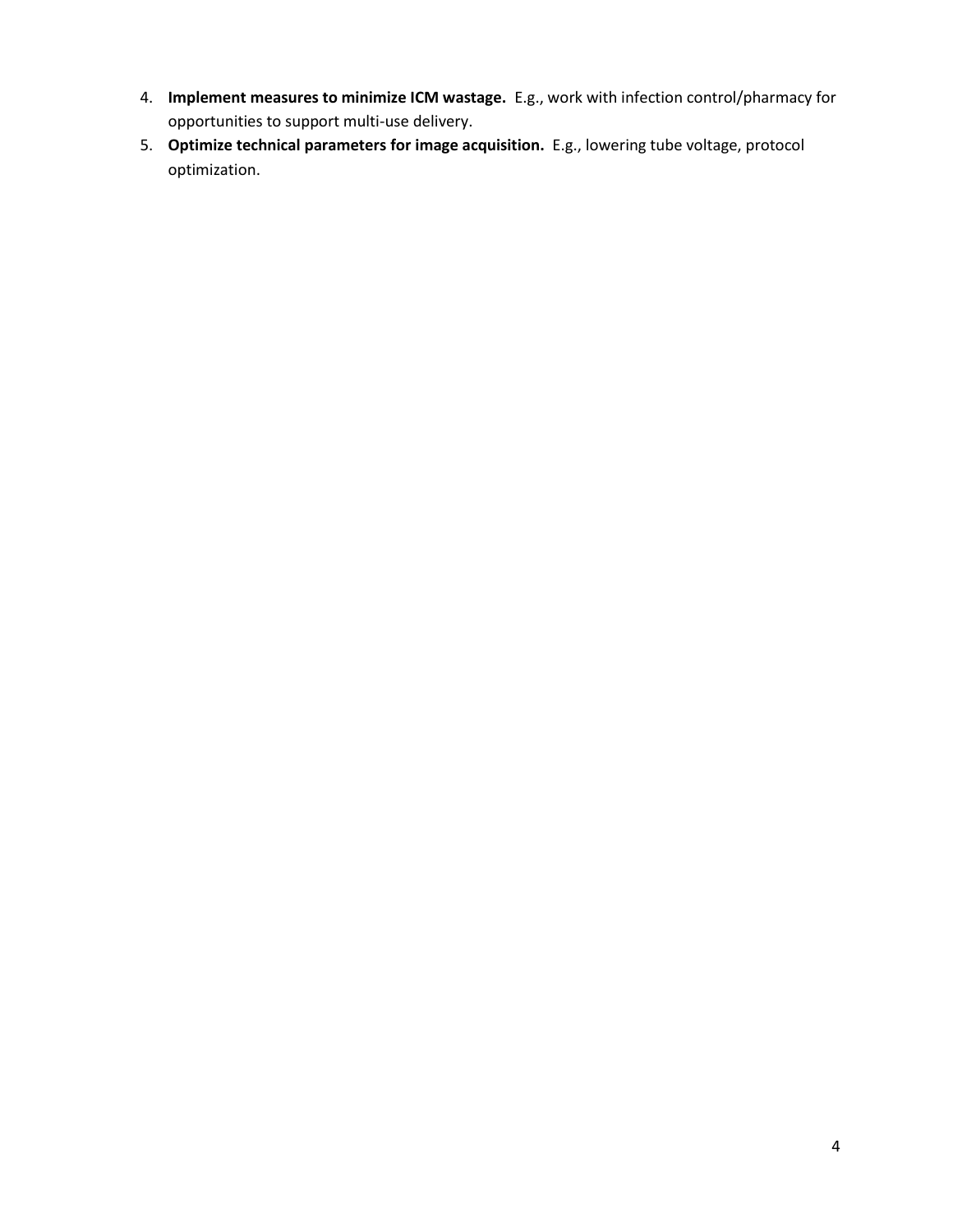4. **Implement measures to minimize ICM wastage.** E.g., work with infection control/pharmacy for opportunities to support multi-use delivery.
5. **Optimize technical parameters for image acquisition.** E.g., lowering tube voltage, protocol optimization.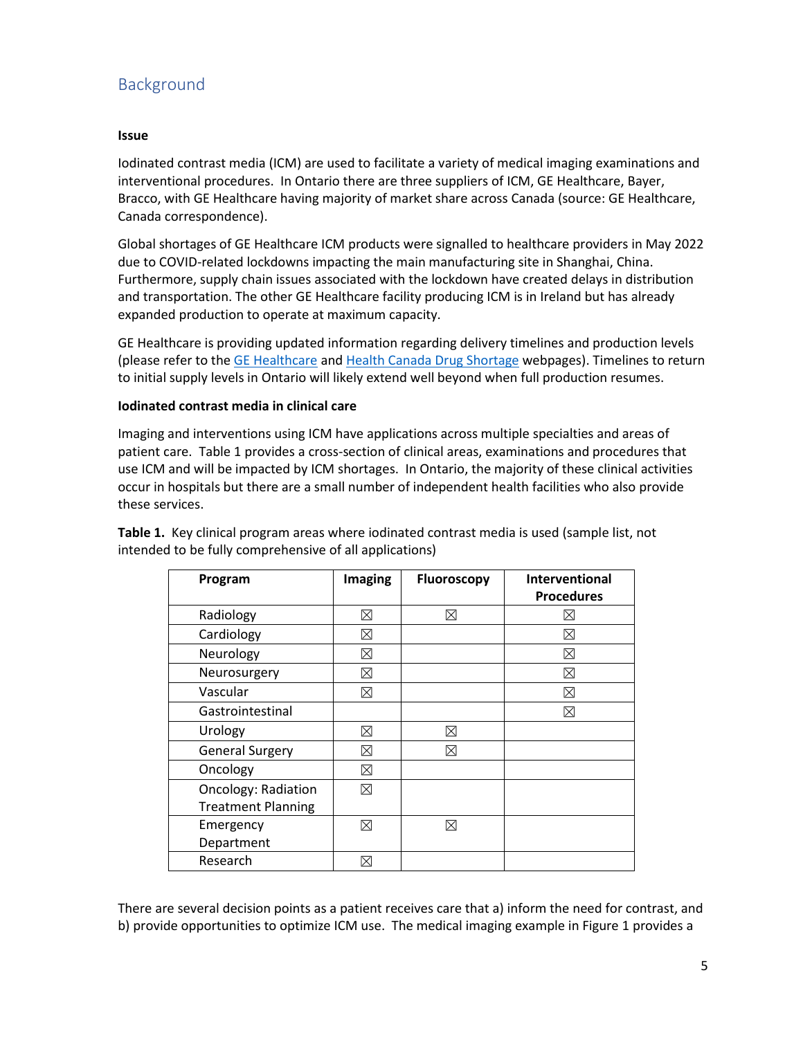## Background

**Issue**

Iodinated contrast media (ICM) are used to facilitate a variety of medical imaging examinations and interventional procedures. In Ontario there are three suppliers of ICM, GE Healthcare, Bayer, Bracco, with GE Healthcare having majority of market share across Canada (source: GE Healthcare, Canada correspondence).

Global shortages of GE Healthcare ICM products were signalled to healthcare providers in May 2022 due to COVID-related lockdowns impacting the main manufacturing site in Shanghai, China. Furthermore, supply chain issues associated with the lockdown have created delays in distribution and transportation. The other GE Healthcare facility producing ICM is in Ireland but has already expanded production to operate at maximum capacity.

GE Healthcare is providing updated information regarding delivery timelines and production levels (please refer to the GE Healthcare and Health Canada Drug Shortage webpages). Timelines to return to initial supply levels in Ontario will likely extend well beyond when full production resumes.

**Iodinated contrast media in clinical care**

Imaging and interventions using ICM have applications across multiple specialties and areas of patient care. Table 1 provides a cross-section of clinical areas, examinations and procedures that use ICM and will be impacted by ICM shortages. In Ontario, the majority of these clinical activities occur in hospitals but there are a small number of independent health facilities who also provide these services.

**Table 1.** Key clinical program areas where iodinated contrast media is used (sample list, not intended to be fully comprehensive of all applications)

| Program | Imaging | Fluoroscopy | Interventional Procedures |
|---|---|---|---|
| Radiology | ☒ | ☒ | ☒ |
| Cardiology | ☒ | | ☒ |
| Neurology | ☒ | | ☒ |
| Neurosurgery | ☒ | | ☒ |
| Vascular | ☒ | | ☒ |
| Gastrointestinal | | | ☒ |
| Urology | ☒ | ☒ | |
| General Surgery | ☒ | ☒ | |
| Oncology | ☒ | | |
| Oncology: Radiation Treatment Planning | ☒ | | |
| Emergency Department | ☒ | ☒ | |
| Research | ☒ | | |

There are several decision points as a patient receives care that a) inform the need for contrast, and b) provide opportunities to optimize ICM use. The medical imaging example in Figure 1 provides a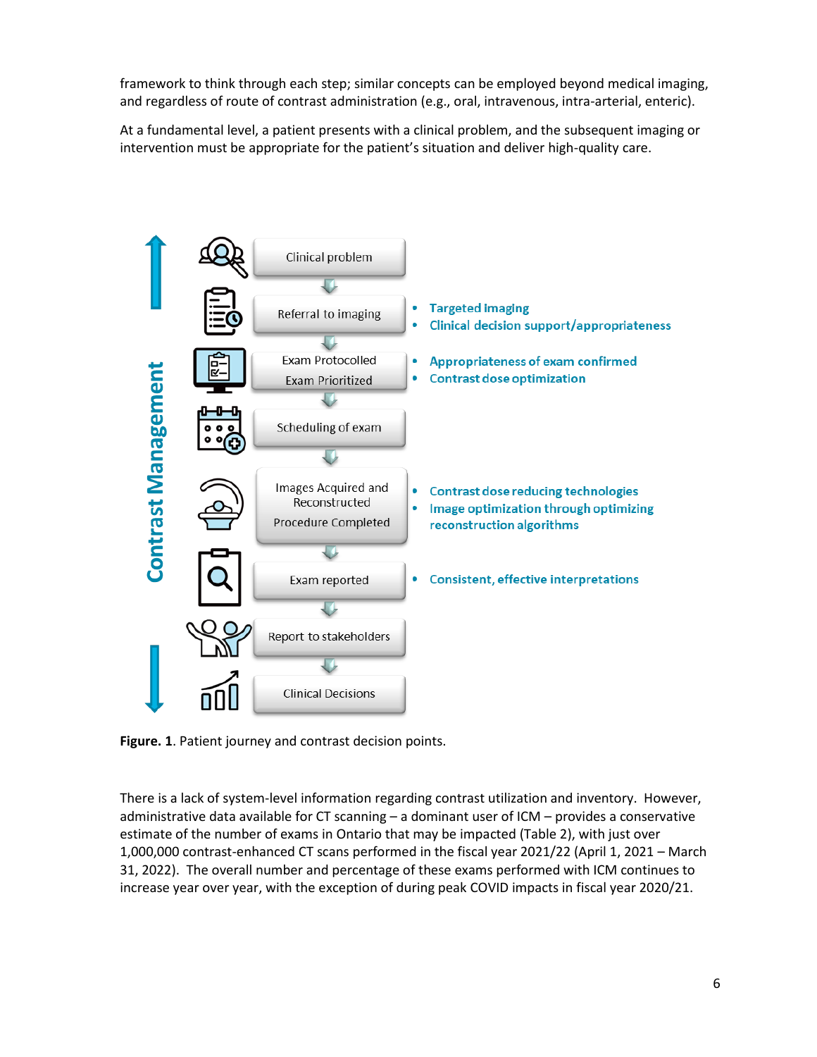framework to think through each step; similar concepts can be employed beyond medical imaging, and regardless of route of contrast administration (e.g., oral, intravenous, intra-arterial, enteric).

At a fundamental level, a patient presents with a clinical problem, and the subsequent imaging or intervention must be appropriate for the patient's situation and deliver high-quality care.

Contrast Management

- Clinical problem
- Referral to imaging
  - Targeted Imaging
  - Clinical decision support/appropriateness
- Exam Protocolled / Exam Prioritized
  - Appropriateness of exam confirmed
  - Contrast dose optimization
- Scheduling of exam
- Images Acquired and Reconstructed / Procedure Completed
  - Contrast dose reducing technologies
  - Image optimization through optimizing reconstruction algorithms
- Exam reported
  - Consistent, effective interpretations
- Report to stakeholders
- Clinical Decisions

**Figure. 1**. Patient journey and contrast decision points.

There is a lack of system-level information regarding contrast utilization and inventory. However, administrative data available for CT scanning – a dominant user of ICM – provides a conservative estimate of the number of exams in Ontario that may be impacted (Table 2), with just over 1,000,000 contrast-enhanced CT scans performed in the fiscal year 2021/22 (April 1, 2021 – March 31, 2022). The overall number and percentage of these exams performed with ICM continues to increase year over year, with the exception of during peak COVID impacts in fiscal year 2020/21.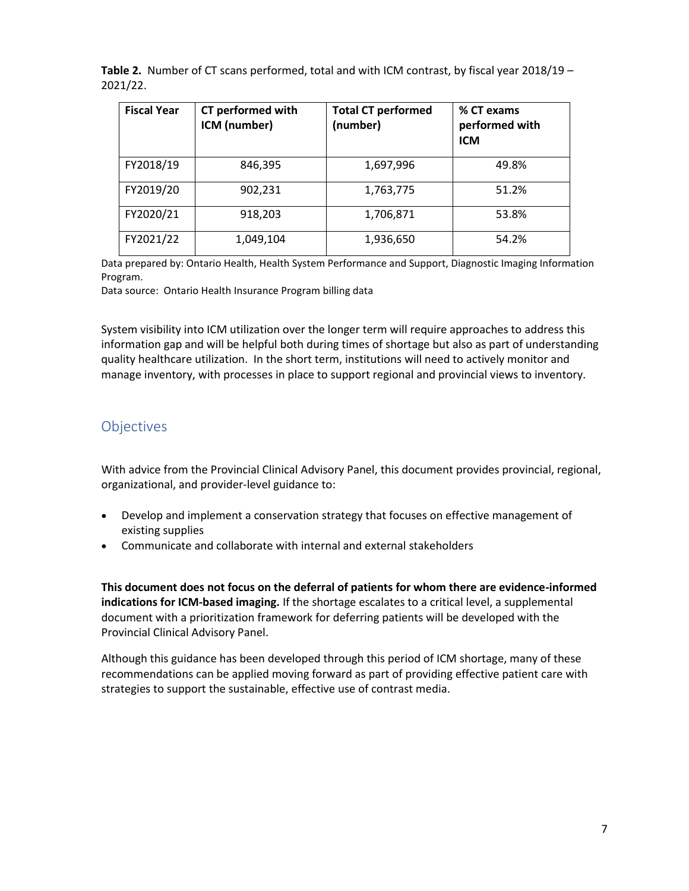**Table 2.** Number of CT scans performed, total and with ICM contrast, by fiscal year 2018/19 – 2021/22.

| Fiscal Year | CT performed with ICM (number) | Total CT performed (number) | % CT exams performed with ICM |
|---|---|---|---|
| FY2018/19 | 846,395 | 1,697,996 | 49.8% |
| FY2019/20 | 902,231 | 1,763,775 | 51.2% |
| FY2020/21 | 918,203 | 1,706,871 | 53.8% |
| FY2021/22 | 1,049,104 | 1,936,650 | 54.2% |

Data prepared by: Ontario Health, Health System Performance and Support, Diagnostic Imaging Information Program.

Data source: Ontario Health Insurance Program billing data

System visibility into ICM utilization over the longer term will require approaches to address this information gap and will be helpful both during times of shortage but also as part of understanding quality healthcare utilization. In the short term, institutions will need to actively monitor and manage inventory, with processes in place to support regional and provincial views to inventory.

## Objectives

With advice from the Provincial Clinical Advisory Panel, this document provides provincial, regional, organizational, and provider-level guidance to:

- Develop and implement a conservation strategy that focuses on effective management of existing supplies
- Communicate and collaborate with internal and external stakeholders

**This document does not focus on the deferral of patients for whom there are evidence-informed indications for ICM-based imaging.** If the shortage escalates to a critical level, a supplemental document with a prioritization framework for deferring patients will be developed with the Provincial Clinical Advisory Panel.

Although this guidance has been developed through this period of ICM shortage, many of these recommendations can be applied moving forward as part of providing effective patient care with strategies to support the sustainable, effective use of contrast media.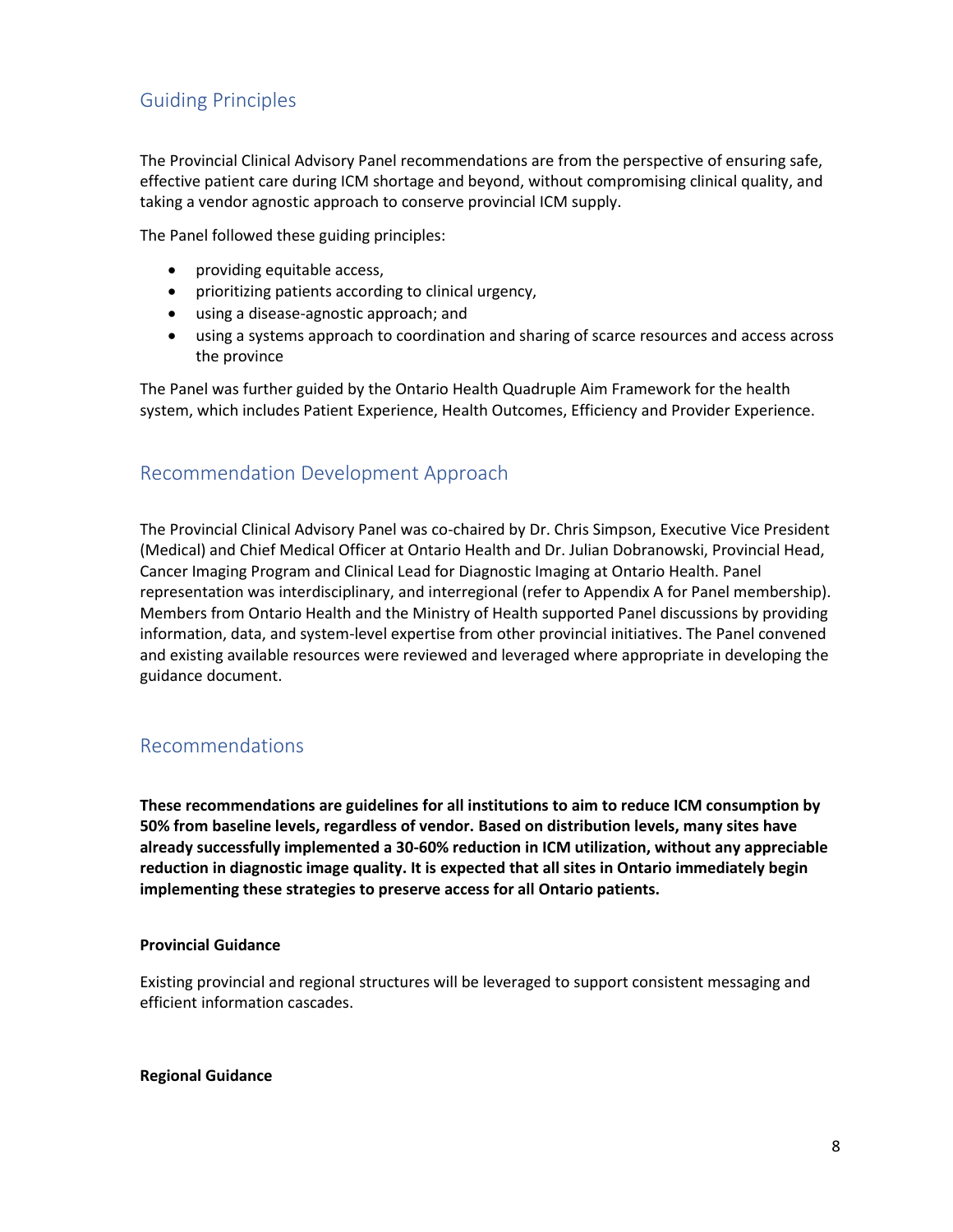## Guiding Principles

The Provincial Clinical Advisory Panel recommendations are from the perspective of ensuring safe, effective patient care during ICM shortage and beyond, without compromising clinical quality, and taking a vendor agnostic approach to conserve provincial ICM supply.

The Panel followed these guiding principles:

- providing equitable access,
- prioritizing patients according to clinical urgency,
- using a disease-agnostic approach; and
- using a systems approach to coordination and sharing of scarce resources and access across the province

The Panel was further guided by the Ontario Health Quadruple Aim Framework for the health system, which includes Patient Experience, Health Outcomes, Efficiency and Provider Experience.

## Recommendation Development Approach

The Provincial Clinical Advisory Panel was co-chaired by Dr. Chris Simpson, Executive Vice President (Medical) and Chief Medical Officer at Ontario Health and Dr. Julian Dobranowski, Provincial Head, Cancer Imaging Program and Clinical Lead for Diagnostic Imaging at Ontario Health. Panel representation was interdisciplinary, and interregional (refer to Appendix A for Panel membership). Members from Ontario Health and the Ministry of Health supported Panel discussions by providing information, data, and system-level expertise from other provincial initiatives. The Panel convened and existing available resources were reviewed and leveraged where appropriate in developing the guidance document.

## Recommendations

**These recommendations are guidelines for all institutions to aim to reduce ICM consumption by 50% from baseline levels, regardless of vendor. Based on distribution levels, many sites have already successfully implemented a 30-60% reduction in ICM utilization, without any appreciable reduction in diagnostic image quality. It is expected that all sites in Ontario immediately begin implementing these strategies to preserve access for all Ontario patients.**

**Provincial Guidance**

Existing provincial and regional structures will be leveraged to support consistent messaging and efficient information cascades.

**Regional Guidance**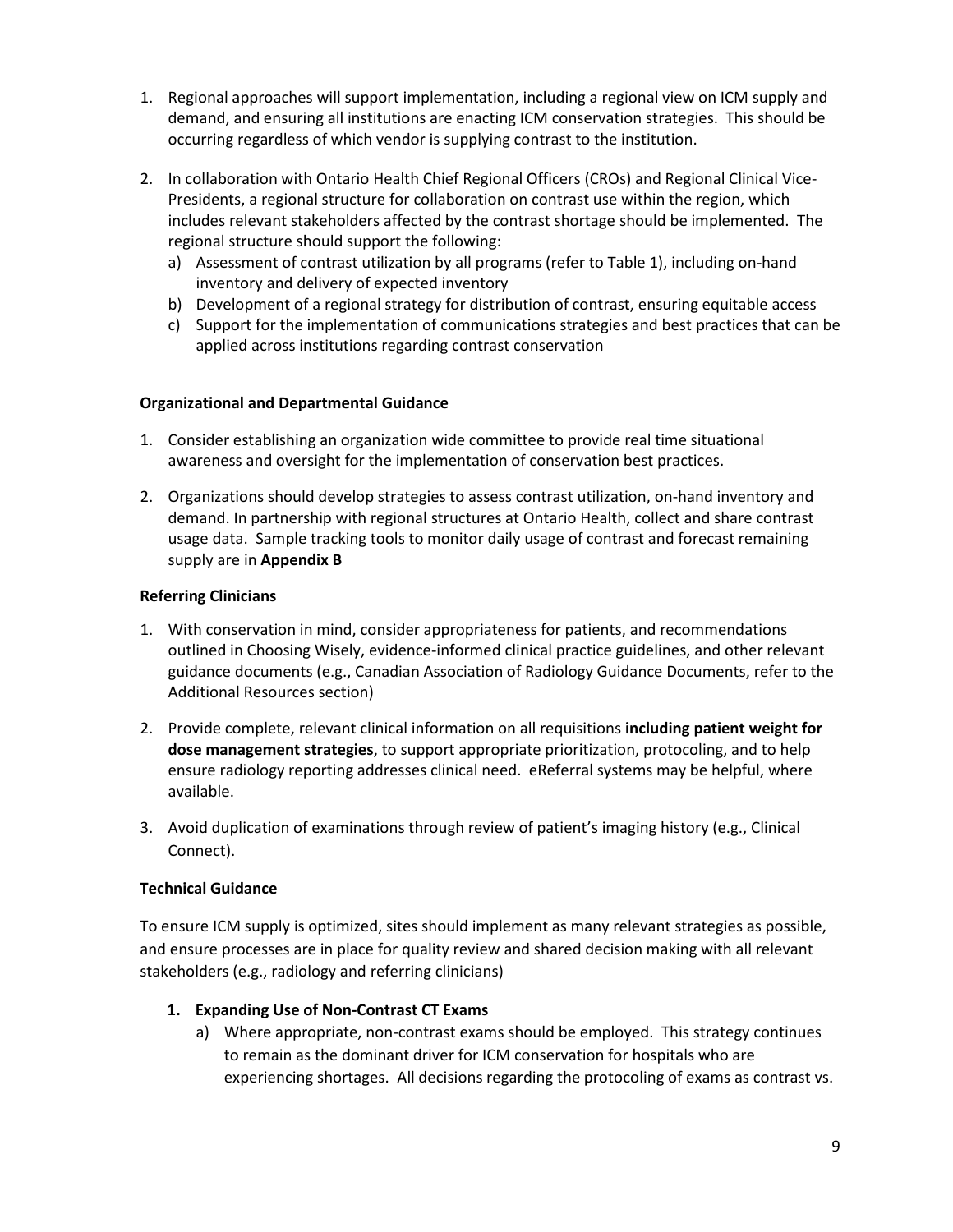1. Regional approaches will support implementation, including a regional view on ICM supply and demand, and ensuring all institutions are enacting ICM conservation strategies. This should be occurring regardless of which vendor is supplying contrast to the institution.

2. In collaboration with Ontario Health Chief Regional Officers (CROs) and Regional Clinical Vice-Presidents, a regional structure for collaboration on contrast use within the region, which includes relevant stakeholders affected by the contrast shortage should be implemented. The regional structure should support the following:
   a) Assessment of contrast utilization by all programs (refer to Table 1), including on-hand inventory and delivery of expected inventory
   b) Development of a regional strategy for distribution of contrast, ensuring equitable access
   c) Support for the implementation of communications strategies and best practices that can be applied across institutions regarding contrast conservation

**Organizational and Departmental Guidance**

1. Consider establishing an organization wide committee to provide real time situational awareness and oversight for the implementation of conservation best practices.

2. Organizations should develop strategies to assess contrast utilization, on-hand inventory and demand. In partnership with regional structures at Ontario Health, collect and share contrast usage data. Sample tracking tools to monitor daily usage of contrast and forecast remaining supply are in **Appendix B**

**Referring Clinicians**

1. With conservation in mind, consider appropriateness for patients, and recommendations outlined in Choosing Wisely, evidence-informed clinical practice guidelines, and other relevant guidance documents (e.g., Canadian Association of Radiology Guidance Documents, refer to the Additional Resources section)

2. Provide complete, relevant clinical information on all requisitions **including patient weight for dose management strategies**, to support appropriate prioritization, protocoling, and to help ensure radiology reporting addresses clinical need. eReferral systems may be helpful, where available.

3. Avoid duplication of examinations through review of patient's imaging history (e.g., Clinical Connect).

**Technical Guidance**

To ensure ICM supply is optimized, sites should implement as many relevant strategies as possible, and ensure processes are in place for quality review and shared decision making with all relevant stakeholders (e.g., radiology and referring clinicians)

1. **Expanding Use of Non-Contrast CT Exams**
   a) Where appropriate, non-contrast exams should be employed. This strategy continues to remain as the dominant driver for ICM conservation for hospitals who are experiencing shortages. All decisions regarding the protocoling of exams as contrast vs.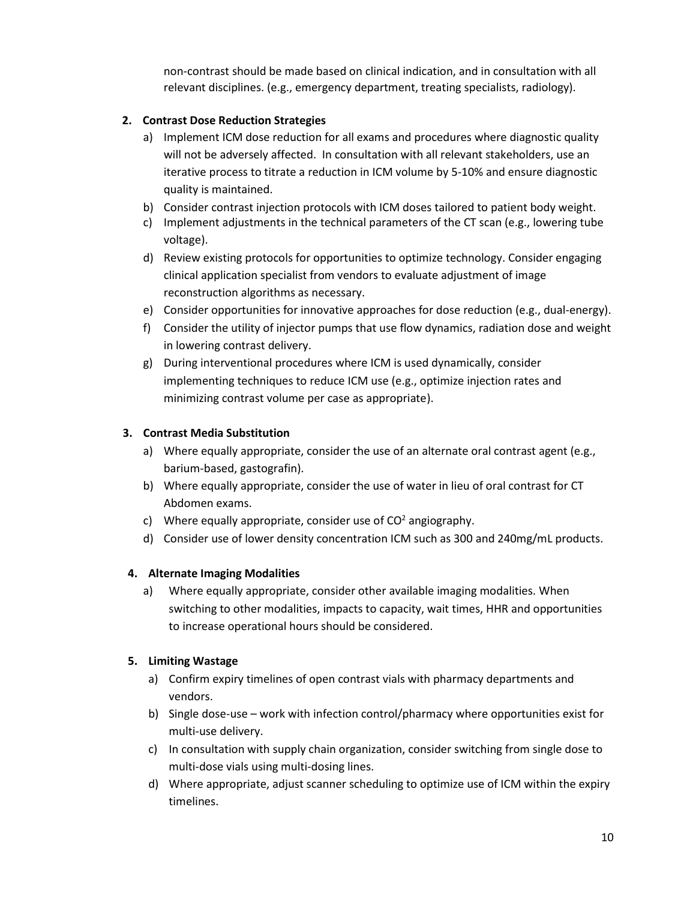non-contrast should be made based on clinical indication, and in consultation with all relevant disciplines. (e.g., emergency department, treating specialists, radiology).

**2. Contrast Dose Reduction Strategies**

a) Implement ICM dose reduction for all exams and procedures where diagnostic quality will not be adversely affected. In consultation with all relevant stakeholders, use an iterative process to titrate a reduction in ICM volume by 5-10% and ensure diagnostic quality is maintained.
b) Consider contrast injection protocols with ICM doses tailored to patient body weight.
c) Implement adjustments in the technical parameters of the CT scan (e.g., lowering tube voltage).
d) Review existing protocols for opportunities to optimize technology. Consider engaging clinical application specialist from vendors to evaluate adjustment of image reconstruction algorithms as necessary.
e) Consider opportunities for innovative approaches for dose reduction (e.g., dual-energy).
f) Consider the utility of injector pumps that use flow dynamics, radiation dose and weight in lowering contrast delivery.
g) During interventional procedures where ICM is used dynamically, consider implementing techniques to reduce ICM use (e.g., optimize injection rates and minimizing contrast volume per case as appropriate).

**3. Contrast Media Substitution**

a) Where equally appropriate, consider the use of an alternate oral contrast agent (e.g., barium-based, gastografin).
b) Where equally appropriate, consider the use of water in lieu of oral contrast for CT Abdomen exams.
c) Where equally appropriate, consider use of $CO^2$ angiography.
d) Consider use of lower density concentration ICM such as 300 and 240mg/mL products.

**4. Alternate Imaging Modalities**

a) Where equally appropriate, consider other available imaging modalities. When switching to other modalities, impacts to capacity, wait times, HHR and opportunities to increase operational hours should be considered.

**5. Limiting Wastage**

a) Confirm expiry timelines of open contrast vials with pharmacy departments and vendors.
b) Single dose-use – work with infection control/pharmacy where opportunities exist for multi-use delivery.
c) In consultation with supply chain organization, consider switching from single dose to multi-dose vials using multi-dosing lines.
d) Where appropriate, adjust scanner scheduling to optimize use of ICM within the expiry timelines.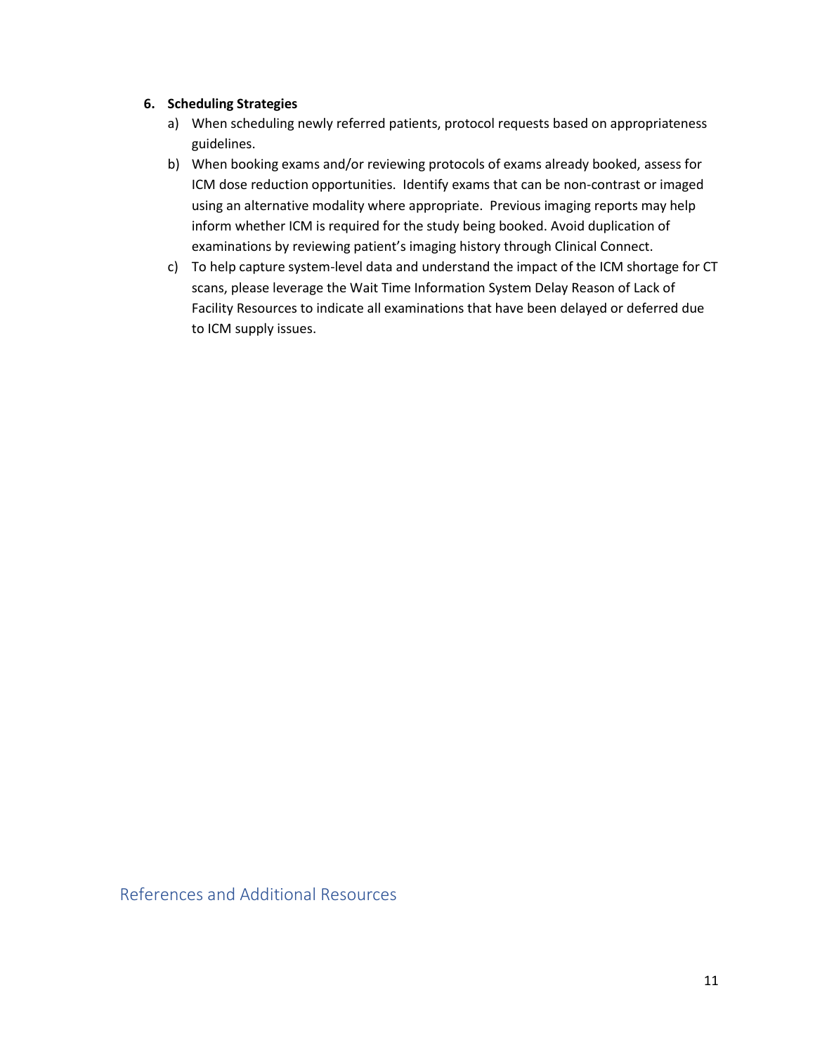6. **Scheduling Strategies**

   a) When scheduling newly referred patients, protocol requests based on appropriateness guidelines.

   b) When booking exams and/or reviewing protocols of exams already booked, assess for ICM dose reduction opportunities. Identify exams that can be non-contrast or imaged using an alternative modality where appropriate. Previous imaging reports may help inform whether ICM is required for the study being booked. Avoid duplication of examinations by reviewing patient's imaging history through Clinical Connect.

   c) To help capture system-level data and understand the impact of the ICM shortage for CT scans, please leverage the Wait Time Information System Delay Reason of Lack of Facility Resources to indicate all examinations that have been delayed or deferred due to ICM supply issues.

## References and Additional Resources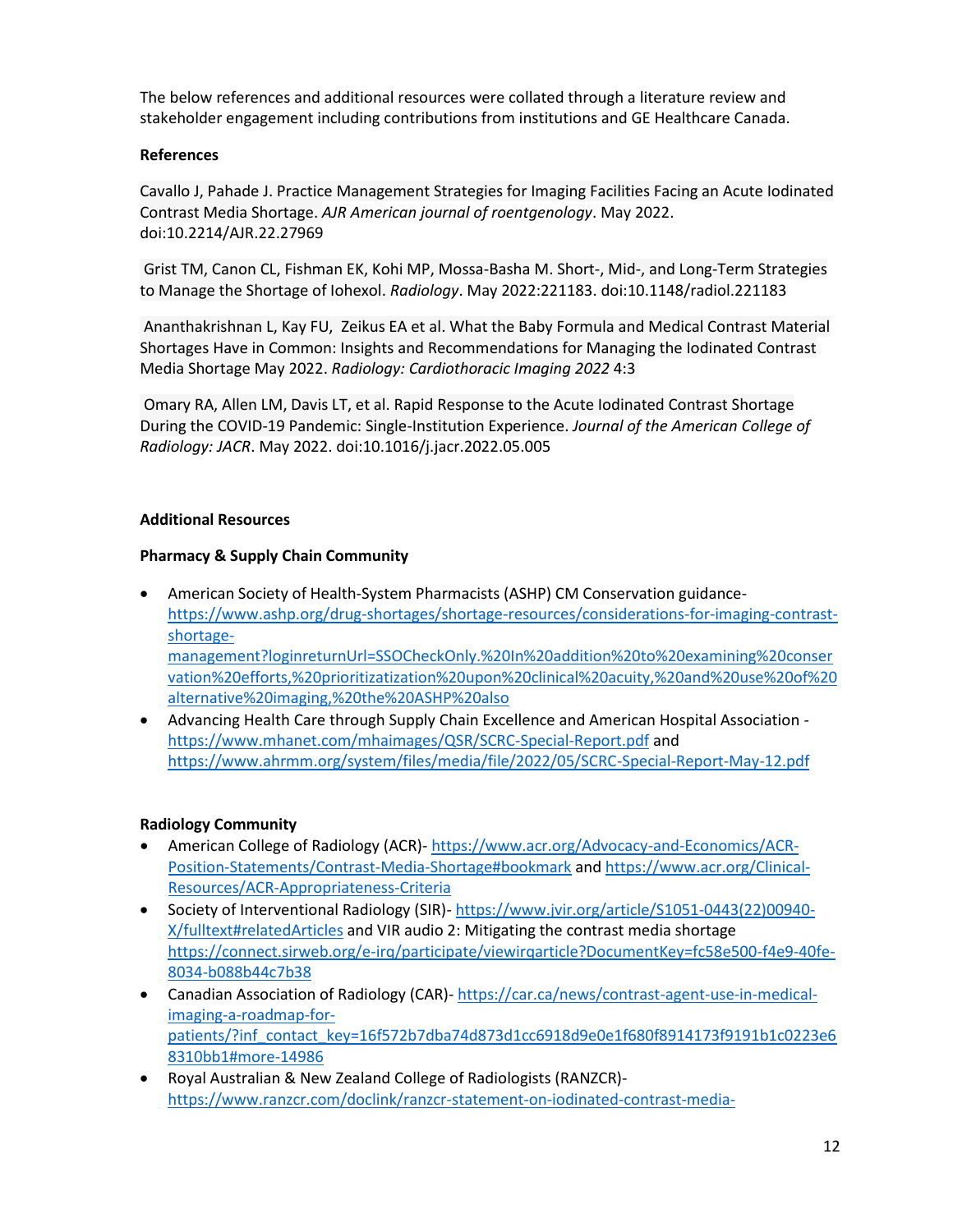The below references and additional resources were collated through a literature review and stakeholder engagement including contributions from institutions and GE Healthcare Canada.

**References**

Cavallo J, Pahade J. Practice Management Strategies for Imaging Facilities Facing an Acute Iodinated Contrast Media Shortage. *AJR American journal of roentgenology*. May 2022. doi:10.2214/AJR.22.27969

Grist TM, Canon CL, Fishman EK, Kohi MP, Mossa-Basha M. Short-, Mid-, and Long-Term Strategies to Manage the Shortage of Iohexol. *Radiology*. May 2022:221183. doi:10.1148/radiol.221183

Ananthakrishnan L, Kay FU, Zeikus EA et al. What the Baby Formula and Medical Contrast Material Shortages Have in Common: Insights and Recommendations for Managing the Iodinated Contrast Media Shortage May 2022. *Radiology: Cardiothoracic Imaging 2022* 4:3

Omary RA, Allen LM, Davis LT, et al. Rapid Response to the Acute Iodinated Contrast Shortage During the COVID-19 Pandemic: Single-Institution Experience. *Journal of the American College of Radiology: JACR*. May 2022. doi:10.1016/j.jacr.2022.05.005

**Additional Resources**

**Pharmacy & Supply Chain Community**

- American Society of Health-System Pharmacists (ASHP) CM Conservation guidance- https://www.ashp.org/drug-shortages/shortage-resources/considerations-for-imaging-contrast-shortage-management?loginreturnUrl=SSOCheckOnly.%20In%20addition%20to%20examining%20conservation%20efforts,%20prioritizatization%20upon%20clinical%20acuity,%20and%20use%20of%20alternative%20imaging,%20the%20ASHP%20also
- Advancing Health Care through Supply Chain Excellence and American Hospital Association - https://www.mhanet.com/mhaimages/QSR/SCRC-Special-Report.pdf and https://www.ahrmm.org/system/files/media/file/2022/05/SCRC-Special-Report-May-12.pdf

**Radiology Community**

- American College of Radiology (ACR)- https://www.acr.org/Advocacy-and-Economics/ACR-Position-Statements/Contrast-Media-Shortage#bookmark and https://www.acr.org/Clinical-Resources/ACR-Appropriateness-Criteria
- Society of Interventional Radiology (SIR)- https://www.jvir.org/article/S1051-0443(22)00940-X/fulltext#relatedArticles and VIR audio 2: Mitigating the contrast media shortage https://connect.sirweb.org/e-irq/participate/viewirqarticle?DocumentKey=fc58e500-f4e9-40fe-8034-b088b44c7b38
- Canadian Association of Radiology (CAR)- https://car.ca/news/contrast-agent-use-in-medical-imaging-a-roadmap-for-patients/?inf_contact_key=16f572b7dba74d873d1cc6918d9e0e1f680f8914173f9191b1c0223e68310bb1#more-14986
- Royal Australian & New Zealand College of Radiologists (RANZCR)- https://www.ranzcr.com/doclink/ranzcr-statement-on-iodinated-contrast-media-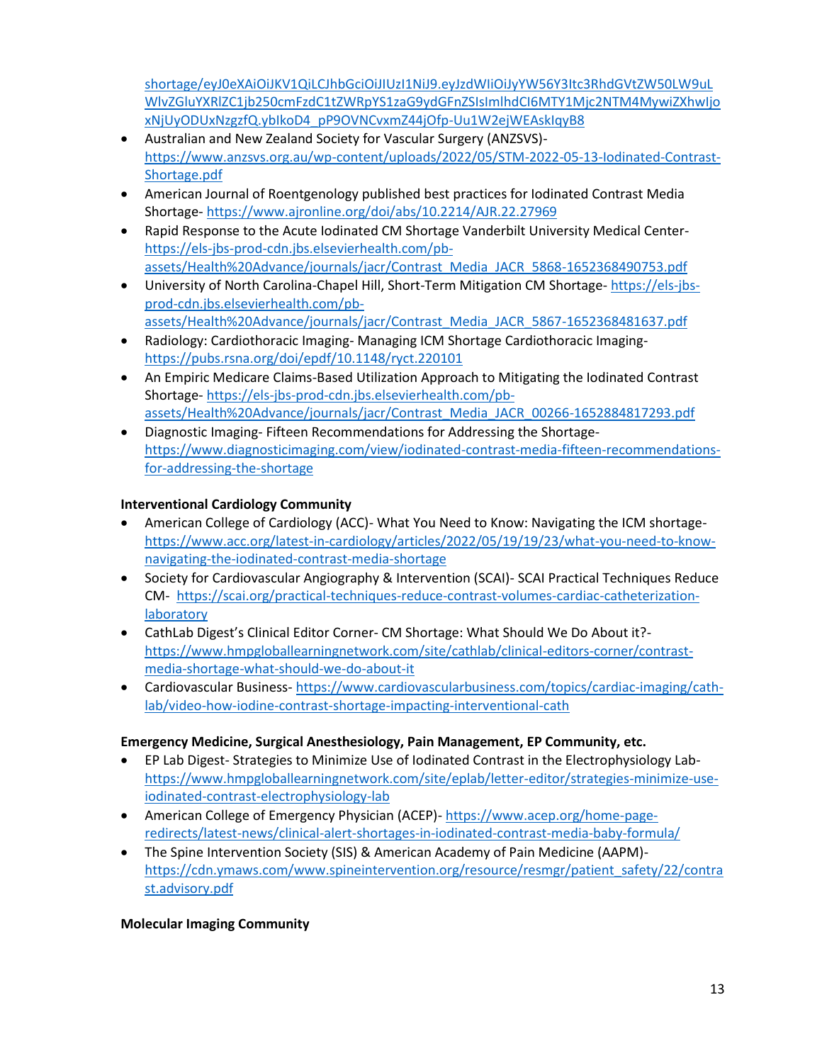shortage/eyJ0eXAiOiJKV1QiLCJhbGciOiJIUzI1NiJ9.eyJzdWIiOiJyYW56Y3Itc3RhdGVtZW50LW9uLWlvZGluYXRlZC1jb250cmFzdC1tZWRpYS1zaG9ydGFnZSIsImlhdCI6MTY1Mjc2NTM4MywiZXhwIjoxNjUyODUxNzgzfQ.ybIkoD4_pP9OVNCvxmZ44jOfp-Uu1W2ejWEAskIqyB8

- Australian and New Zealand Society for Vascular Surgery (ANZSVS)- https://www.anzsvs.org.au/wp-content/uploads/2022/05/STM-2022-05-13-Iodinated-Contrast-Shortage.pdf
- American Journal of Roentgenology published best practices for Iodinated Contrast Media Shortage- https://www.ajronline.org/doi/abs/10.2214/AJR.22.27969
- Rapid Response to the Acute Iodinated CM Shortage Vanderbilt University Medical Center- https://els-jbs-prod-cdn.jbs.elsevierhealth.com/pb-assets/Health%20Advance/journals/jacr/Contrast_Media_JACR_5868-1652368490753.pdf
- University of North Carolina-Chapel Hill, Short-Term Mitigation CM Shortage- https://els-jbs-prod-cdn.jbs.elsevierhealth.com/pb-assets/Health%20Advance/journals/jacr/Contrast_Media_JACR_5867-1652368481637.pdf
- Radiology: Cardiothoracic Imaging- Managing ICM Shortage Cardiothoracic Imaging- https://pubs.rsna.org/doi/epdf/10.1148/ryct.220101
- An Empiric Medicare Claims-Based Utilization Approach to Mitigating the Iodinated Contrast Shortage- https://els-jbs-prod-cdn.jbs.elsevierhealth.com/pb-assets/Health%20Advance/journals/jacr/Contrast_Media_JACR_00266-1652884817293.pdf
- Diagnostic Imaging- Fifteen Recommendations for Addressing the Shortage- https://www.diagnosticimaging.com/view/iodinated-contrast-media-fifteen-recommendations-for-addressing-the-shortage

**Interventional Cardiology Community**

- American College of Cardiology (ACC)- What You Need to Know: Navigating the ICM shortage- https://www.acc.org/latest-in-cardiology/articles/2022/05/19/19/23/what-you-need-to-know-navigating-the-iodinated-contrast-media-shortage
- Society for Cardiovascular Angiography & Intervention (SCAI)- SCAI Practical Techniques Reduce CM- https://scai.org/practical-techniques-reduce-contrast-volumes-cardiac-catheterization-laboratory
- CathLab Digest's Clinical Editor Corner- CM Shortage: What Should We Do About it?- https://www.hmpgloballearningnetwork.com/site/cathlab/clinical-editors-corner/contrast-media-shortage-what-should-we-do-about-it
- Cardiovascular Business- https://www.cardiovascularbusiness.com/topics/cardiac-imaging/cath-lab/video-how-iodine-contrast-shortage-impacting-interventional-cath

**Emergency Medicine, Surgical Anesthesiology, Pain Management, EP Community, etc.**

- EP Lab Digest- Strategies to Minimize Use of Iodinated Contrast in the Electrophysiology Lab- https://www.hmpgloballearningnetwork.com/site/eplab/letter-editor/strategies-minimize-use-iodinated-contrast-electrophysiology-lab
- American College of Emergency Physician (ACEP)- https://www.acep.org/home-page-redirects/latest-news/clinical-alert-shortages-in-iodinated-contrast-media-baby-formula/
- The Spine Intervention Society (SIS) & American Academy of Pain Medicine (AAPM)- https://cdn.ymaws.com/www.spineintervention.org/resource/resmgr/patient_safety/22/contrast.advisory.pdf

**Molecular Imaging Community**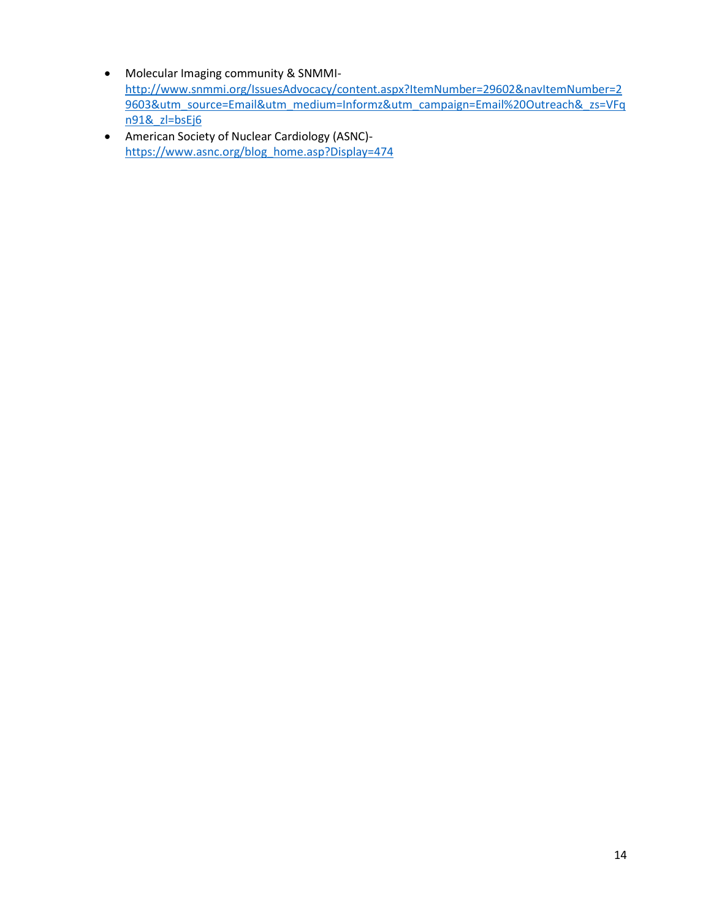- Molecular Imaging community & SNMMI- http://www.snmmi.org/IssuesAdvocacy/content.aspx?ItemNumber=29602&navItemNumber=29603&utm_source=Email&utm_medium=Informz&utm_campaign=Email%20Outreach&_zs=VFqn91&_zl=bsEj6
- American Society of Nuclear Cardiology (ASNC)- https://www.asnc.org/blog_home.asp?Display=474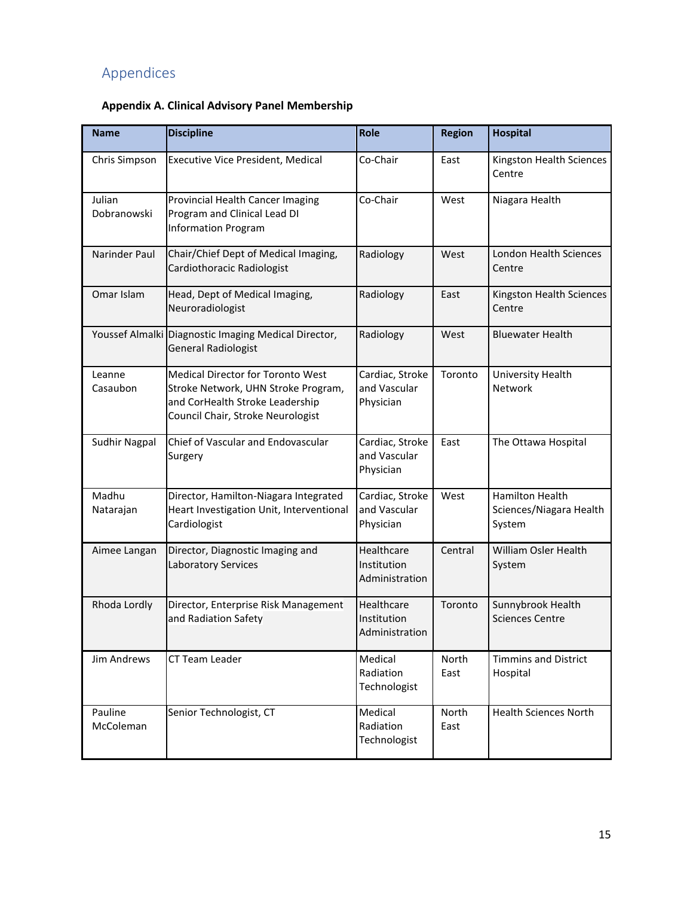# Appendices

### Appendix A. Clinical Advisory Panel Membership

| Name | Discipline | Role | Region | Hospital |
|---|---|---|---|---|
| Chris Simpson | Executive Vice President, Medical | Co-Chair | East | Kingston Health Sciences Centre |
| Julian Dobranowski | Provincial Health Cancer Imaging Program and Clinical Lead DI Information Program | Co-Chair | West | Niagara Health |
| Narinder Paul | Chair/Chief Dept of Medical Imaging, Cardiothoracic Radiologist | Radiology | West | London Health Sciences Centre |
| Omar Islam | Head, Dept of Medical Imaging, Neuroradiologist | Radiology | East | Kingston Health Sciences Centre |
| Youssef Almalki | Diagnostic Imaging Medical Director, General Radiologist | Radiology | West | Bluewater Health |
| Leanne Casaubon | Medical Director for Toronto West Stroke Network, UHN Stroke Program, and CorHealth Stroke Leadership Council Chair, Stroke Neurologist | Cardiac, Stroke and Vascular Physician | Toronto | University Health Network |
| Sudhir Nagpal | Chief of Vascular and Endovascular Surgery | Cardiac, Stroke and Vascular Physician | East | The Ottawa Hospital |
| Madhu Natarajan | Director, Hamilton-Niagara Integrated Heart Investigation Unit, Interventional Cardiologist | Cardiac, Stroke and Vascular Physician | West | Hamilton Health Sciences/Niagara Health System |
| Aimee Langan | Director, Diagnostic Imaging and Laboratory Services | Healthcare Institution Administration | Central | William Osler Health System |
| Rhoda Lordly | Director, Enterprise Risk Management and Radiation Safety | Healthcare Institution Administration | Toronto | Sunnybrook Health Sciences Centre |
| Jim Andrews | CT Team Leader | Medical Radiation Technologist | North East | Timmins and District Hospital |
| Pauline McColeman | Senior Technologist, CT | Medical Radiation Technologist | North East | Health Sciences North |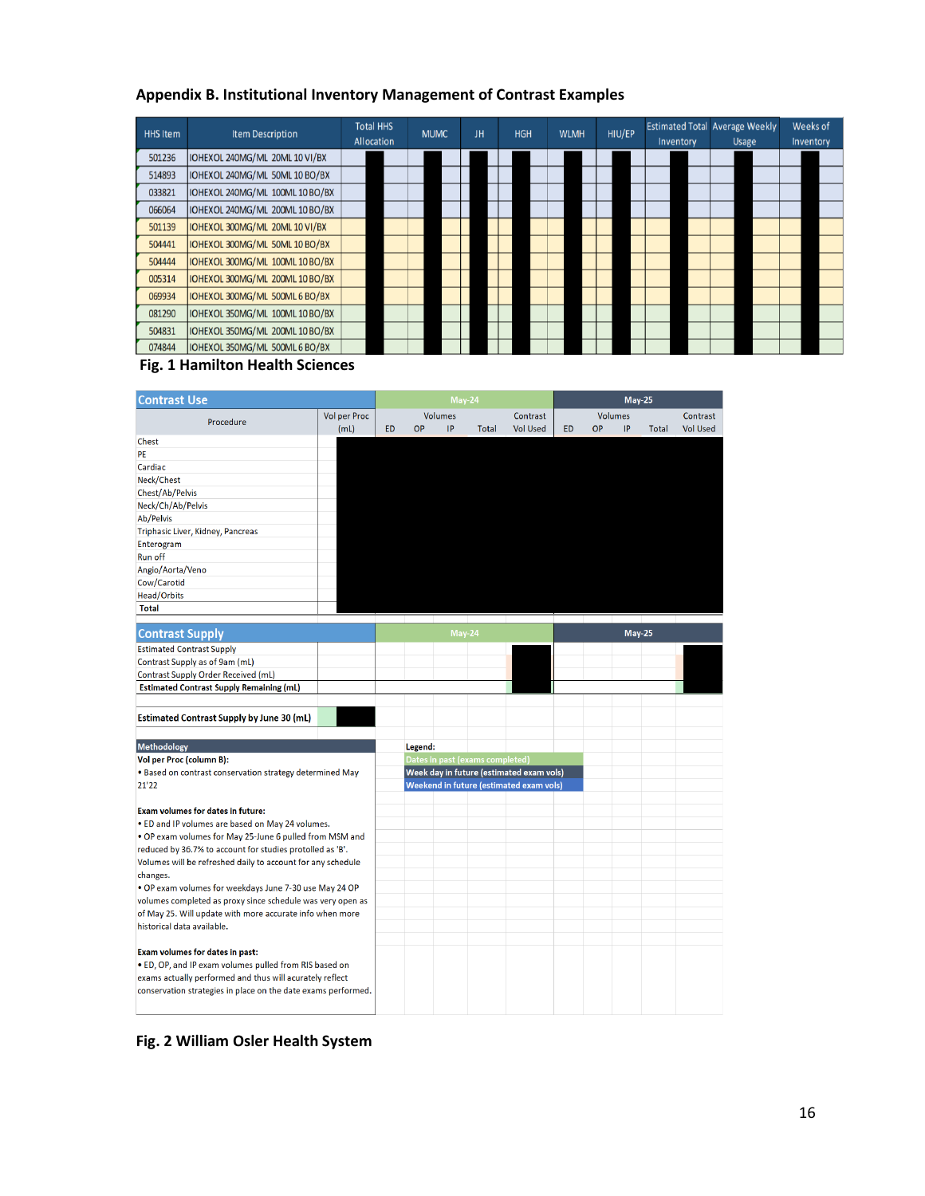### Appendix B. Institutional Inventory Management of Contrast Examples

| HHS Item | Item Description | Total HHS Allocation | MUMC | JH | HGH | WLMH | HIU/EP | Estimated Total Inventory | Average Weekly Usage | Weeks of Inventory |
|---|---|---|---|---|---|---|---|---|---|---|
| 501236 | IOHEXOL 240MG/ML 20ML 10 VI/BX | | | | | | | | | |
| 514893 | IOHEXOL 240MG/ML 50ML 10 BO/BX | | | | | | | | | |
| 033821 | IOHEXOL 240MG/ML 100ML 10 BO/BX | | | | | | | | | |
| 066064 | IOHEXOL 240MG/ML 200ML 10 BO/BX | | | | | | | | | |
| 501139 | IOHEXOL 300MG/ML 20ML 10 VI/BX | | | | | | | | | |
| 504441 | IOHEXOL 300MG/ML 50ML 10 BO/BX | | | | | | | | | |
| 504444 | IOHEXOL 300MG/ML 100ML 10 BO/BX | | | | | | | | | |
| 005314 | IOHEXOL 300MG/ML 200ML 10 BO/BX | | | | | | | | | |
| 069934 | IOHEXOL 300MG/ML 500ML 6 BO/BX | | | | | | | | | |
| 081290 | IOHEXOL 350MG/ML 100ML 10 BO/BX | | | | | | | | | |
| 504831 | IOHEXOL 350MG/ML 200ML 10 BO/BX | | | | | | | | | |
| 074844 | IOHEXOL 350MG/ML 500ML 6 BO/BX | | | | | | | | | |

**Fig. 1 Hamilton Health Sciences**

| Contrast Use | | May-24 | | | | | May-25 | | | | |
|---|---|---|---|---|---|---|---|---|---|---|---|
| Procedure | Vol per Proc (mL) | Volumes ED | OP | IP | Total | Contrast Vol Used | Volumes ED | OP | IP | Total | Contrast Vol Used |
| Chest | | | | | | | | | | | |
| PE | | | | | | | | | | | |
| Cardiac | | | | | | | | | | | |
| Neck/Chest | | | | | | | | | | | |
| Chest/Ab/Pelvis | | | | | | | | | | | |
| Neck/Ch/Ab/Pelvis | | | | | | | | | | | |
| Ab/Pelvis | | | | | | | | | | | |
| Triphasic Liver, Kidney, Pancreas | | | | | | | | | | | |
| Enterogram | | | | | | | | | | | |
| Run off | | | | | | | | | | | |
| Angio/Aorta/Veno | | | | | | | | | | | |
| Cow/Carotid | | | | | | | | | | | |
| Head/Orbits | | | | | | | | | | | |
| **Total** | | | | | | | | | | | |

| Contrast Supply | May-24 | May-25 |
|---|---|---|
| Estimated Contrast Supply | | |
| Contrast Supply as of 9am (mL) | | |
| Contrast Supply Order Received (mL) | | |
| **Estimated Contrast Supply Remaining (mL)** | | |

| | |
|---|---|
| **Estimated Contrast Supply by June 30 (mL)** | |

**Methodology**

**Vol per Proc (column B):**
- Based on contrast conservation strategy determined May 21'22

**Exam volumes for dates in future:**
- ED and IP volumes are based on May 24 volumes.
- OP exam volumes for May 25-June 6 pulled from MSM and reduced by 36.7% to account for studies protolled as 'B'. Volumes will be refreshed daily to account for any schedule changes.
- OP exam volumes for weekdays June 7-30 use May 24 OP volumes completed as proxy since schedule was very open as of May 25. Will update with more accurate info when more historical data available.

**Exam volumes for dates in past:**
- ED, OP, and IP exam volumes pulled from RIS based on exams actually performed and thus will acurately reflect conservation strategies in place on the date exams performed.

**Legend:**
- Dates in past (exams completed)
- Week day in future (estimated exam vols)
- Weekend in future (estimated exam vols)

**Fig. 2 William Osler Health System**